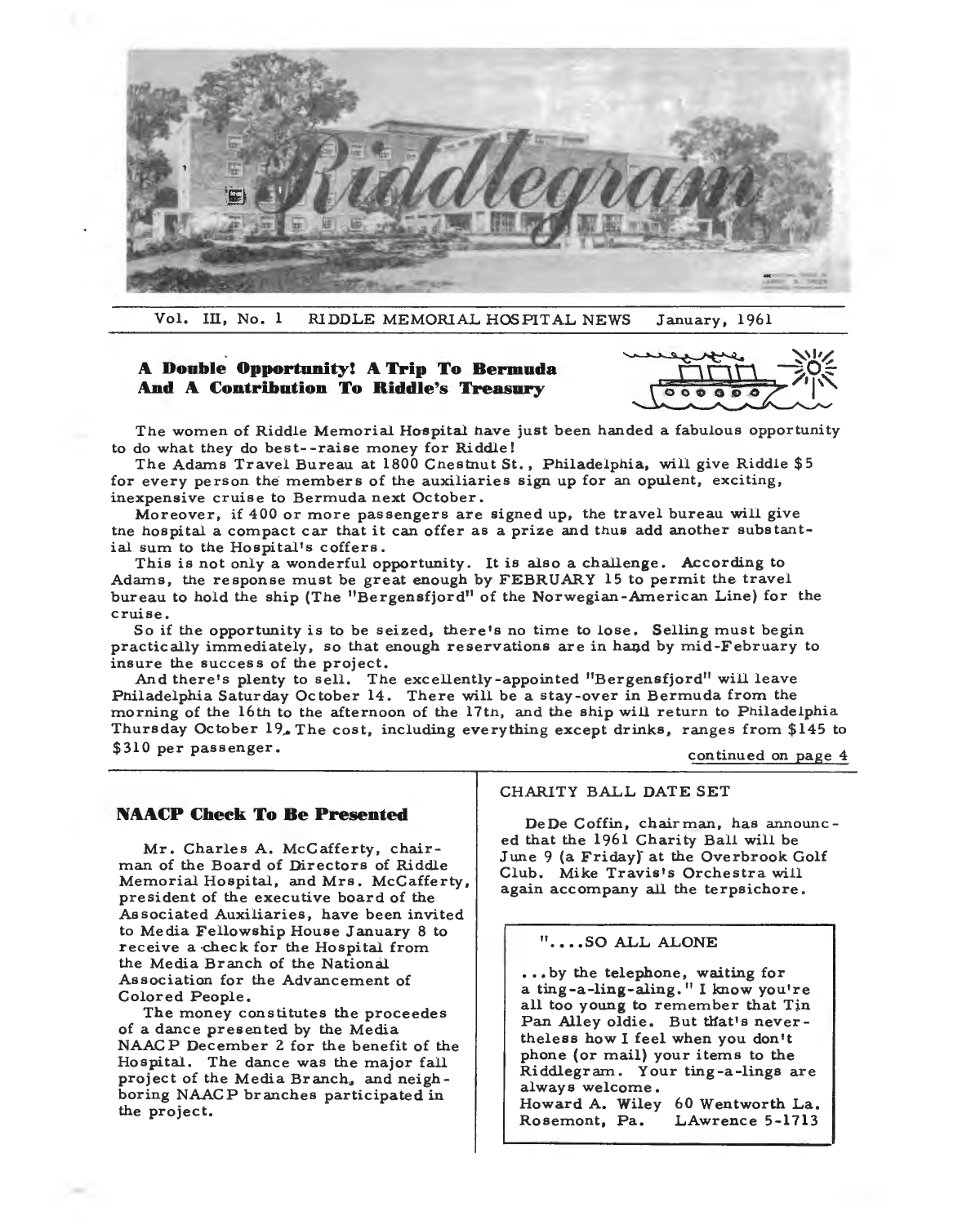# Riddlegram

Vol. III, No. 1 RIDDLE MEMORIAL HOSPITAL NEWS January, 1961

## A Double Opportunity! A Trip To Bermuda And A Contribution To Riddle's Treasury

The women of Riddle Memorial Hospital have just been handed a fabulous opportunity to do what they do best--raise money for Riddle!

The Adams Travel Bureau at 1800 Chestnut St., Philadelphia, will give Riddle $5 for every person the members of the auxiliaries sign up for an opulent, exciting, inexpensive cruise to Bermuda next October.

Moreover, if 400 or more passengers are signed up, the travel bureau will give tne hospital a compact car that it can offer as a prize and thus add another substantial sum to the Hospital's coffers.

This is not only a wonderful opportunity. It is also a challenge. According to Adams, the response must be great enough by FEBRUARY 15 to permit the travel bureau to hold the ship (The "Bergensfjord" of the Norwegian-American Line) for the cruise.

So if the opportunity is to be seized, there's no time to lose. Selling must begin practically immediately, so that enough reservations are in hand by mid-February to insure the success of the project.

And there's plenty to sell. The excellently-appointed "Bergensfjord" will leave Philadelphia Saturday October 14. There will be a stay-over in Bermuda from the morning of the 16th to the afternoon of the 17tn, and the ship will return to Philadelphia Thursday October 19. The cost, including everything except drinks, ranges from $145 to $310 per passenger.

continued on page 4

## NAACP Check To Be Presented

Mr. Charles A. McCafferty, chairman of the Board of Directors of Riddle Memorial Hospital, and Mrs. McCafferty, president of the executive board of the Associated Auxiliaries, have been invited to Media Fellowship House January 8 to receive a check for the Hospital from the Media Branch of the National Association for the Advancement of Colored People.

The money constitutes the proceedes of a dance presented by the Media NAACP December 2 for the benefit of the Hospital. The dance was the major fall project of the Media Branch, and neighboring NAACP branches participated in the project.

## CHARITY BALL DATE SET

DeDe Coffin, chairman, has announced that the 1961 Charity Ball will be June 9 (a Friday) at the Overbrook Golf Club. Mike Travis's Orchestra will again accompany all the terpsichore.

## "....SO ALL ALONE

...by the telephone, waiting for a ting-a-ling-aling." I know you're all too young to remember that Tin Pan Alley oldie. But that's nevertheless how I feel when you don't phone (or mail) your items to the Riddlegram. Your ting-a-lings are always welcome.

Howard A. Wiley 60 Wentworth La.
Rosemont, Pa. LAwrence 5-1713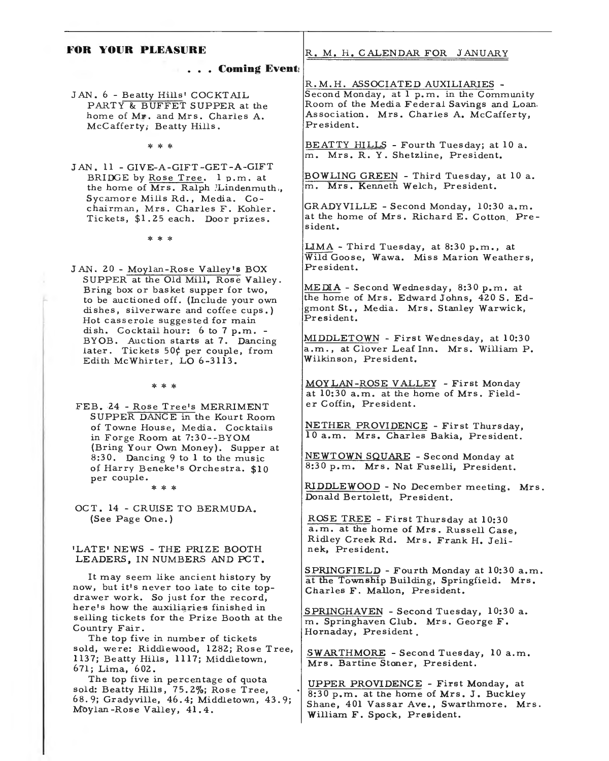## FOR YOUR PLEASURE

### . . . Coming Events

JAN. 6 - Beatty Hills' COCKTAIL PARTY & BUFFET SUPPER at the home of Mr. and Mrs. Charles A. McCafferty, Beatty Hills.

\* \* \*

JAN. 11 - GIVE-A-GIFT-GET-A-GIFT BRIDGE by Rose Tree. 1 p.m. at the home of Mrs. Ralph Lindenmuth, Sycamore Mills Rd., Media. Co-chairman, Mrs. Charles F. Kohler. Tickets, $1.25 each. Door prizes.

\* \* \*

JAN. 20 - Moylan-Rose Valley's BOX SUPPER at the Old Mill, Rose Valley. Bring box or basket supper for two, to be auctioned off. (Include your own dishes, silverware and coffee cups.) Hot casserole suggested for main dish. Cocktail hour: 6 to 7 p.m. - BYOB. Auction starts at 7. Dancing later. Tickets 50¢ per couple, from Edith McWhirter, LO 6-3113.

\* \* \*

FEB. 24 - Rose Tree's MERRIMENT SUPPER DANCE in the Kourt Room of Towne House, Media. Cocktails in Forge Room at 7:30--BYOM (Bring Your Own Money). Supper at 8:30. Dancing 9 to 1 to the music of Harry Beneke's Orchestra. $10 per couple.

\* \* \*

OCT. 14 - CRUISE TO BERMUDA. (See Page One.)

### 'LATE' NEWS - THE PRIZE BOOTH LEADERS, IN NUMBERS AND PCT.

It may seem like ancient history by now, but it's never too late to cite top-drawer work. So just for the record, here's how the auxiliaries finished in selling tickets for the Prize Booth at the Country Fair.

The top five in number of tickets sold, were: Riddlewood, 1282; Rose Tree, 1137; Beatty Hills, 1117; Middletown, 671; Lima, 602.

The top five in percentage of quota sold: Beatty Hills, 75.2%; Rose Tree, 68.9; Gradyville, 46.4; Middletown, 43.9; Moylan-Rose Valley, 41.4.

## R. M. H. CALENDAR FOR JANUARY

R.M.H. ASSOCIATED AUXILIARIES - Second Monday, at 1 p.m. in the Community Room of the Media Federal Savings and Loan Association. Mrs. Charles A. McCafferty, President.

BEATTY HILLS - Fourth Tuesday; at 10 a.m. Mrs. R. Y. Shetzline, President.

BOWLING GREEN - Third Tuesday, at 10 a.m. Mrs. Kenneth Welch, President.

GRADYVILLE - Second Monday, 10:30 a.m. at the home of Mrs. Richard E. Cotton, President.

LIMA - Third Tuesday, at 8:30 p.m., at Wild Goose, Wawa. Miss Marion Weathers, President.

MEDIA - Second Wednesday, 8:30 p.m. at the home of Mrs. Edward Johns, 420 S. Edgmont St., Media. Mrs. Stanley Warwick, President.

MIDDLETOWN - First Wednesday, at 10:30 a.m., at Clover Leaf Inn. Mrs. William P. Wilkinson, President.

MOYLAN-ROSE VALLEY - First Monday at 10:30 a.m. at the home of Mrs. Fielder Coffin, President.

NETHER PROVIDENCE - First Thursday, 10 a.m. Mrs. Charles Bakia, President.

NEWTOWN SQUARE - Second Monday at 8:30 p.m. Mrs. Nat Fuselli, President.

RIDDLEWOOD - No December meeting. Mrs. Donald Bertolett, President.

ROSE TREE - First Thursday at 10:30 a.m. at the home of Mrs. Russell Case, Ridley Creek Rd. Mrs. Frank H. Jelinek, President.

SPRINGFIELD - Fourth Monday at 10:30 a.m. at the Township Building, Springfield. Mrs. Charles F. Mallon, President.

SPRINGHAVEN - Second Tuesday, 10:30 a.m. Springhaven Club. Mrs. George F. Hornaday, President.

SWARTHMORE - Second Tuesday, 10 a.m. Mrs. Bartine Stoner, President.

UPPER PROVIDENCE - First Monday, at 8:30 p.m. at the home of Mrs. J. Buckley Shane, 401 Vassar Ave., Swarthmore. Mrs. William F. Spock, President.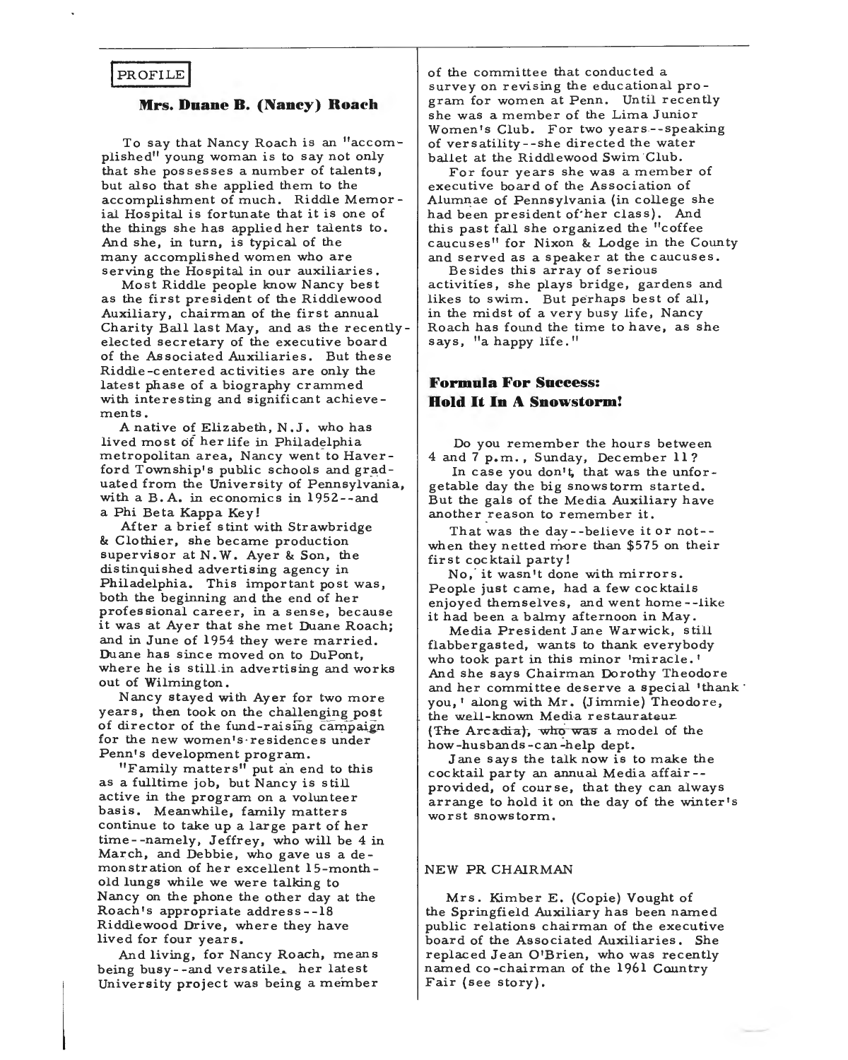PROFILE

## Mrs. Duane B. (Nancy) Roach

To say that Nancy Roach is an "accomplished" young woman is to say not only that she possesses a number of talents, but also that she applied them to the accomplishment of much. Riddle Memorial Hospital is fortunate that it is one of the things she has applied her talents to. And she, in turn, is typical of the many accomplished women who are serving the Hospital in our auxiliaries.

Most Riddle people know Nancy best as the first president of the Riddlewood Auxiliary, chairman of the first annual Charity Ball last May, and as the recently-elected secretary of the executive board of the Associated Auxiliaries. But these Riddle-centered activities are only the latest phase of a biography crammed with interesting and significant achievements.

A native of Elizabeth, N.J. who has lived most of her life in Philadelphia metropolitan area, Nancy went to Haverford Township's public schools and graduated from the University of Pennsylvania, with a B.A. in economics in 1952--and a Phi Beta Kappa Key!

After a brief stint with Strawbridge & Clothier, she became production supervisor at N.W. Ayer & Son, the distinquished advertising agency in Philadelphia. This important post was, both the beginning and the end of her professional career, in a sense, because it was at Ayer that she met Duane Roach; and in June of 1954 they were married. Duane has since moved on to DuPont, where he is still in advertising and works out of Wilmington.

Nancy stayed with Ayer for two more years, then took on the challenging post of director of the fund-raising campaign for the new women's residences under Penn's development program.

"Family matters" put an end to this as a fulltime job, but Nancy is still active in the program on a volunteer basis. Meanwhile, family matters continue to take up a large part of her time--namely, Jeffrey, who will be 4 in March, and Debbie, who gave us a demonstration of her excellent 15-month-old lungs while we were talking to Nancy on the phone the other day at the Roach's appropriate address--18 Riddlewood Drive, where they have lived for four years.

And living, for Nancy Roach, means being busy--and versatile. her latest University project was being a member of the committee that conducted a survey on revising the educational program for women at Penn. Until recently she was a member of the Lima Junior Women's Club. For two years--speaking of versatility--she directed the water ballet at the Riddlewood Swim Club.

For four years she was a member of executive board of the Association of Alumnae of Pennsylvania (in college she had been president of her class). And this past fall she organized the "coffee caucuses" for Nixon & Lodge in the County and served as a speaker at the caucuses.

Besides this array of serious activities, she plays bridge, gardens and likes to swim. But perhaps best of all, in the midst of a very busy life, Nancy Roach has found the time to have, as she says, "a happy life."

## Formula For Success: Hold It In A Snowstorm!

Do you remember the hours between 4 and 7 p.m., Sunday, December 11?

In case you don't, that was the unforgetable day the big snowstorm started. But the gals of the Media Auxiliary have another reason to remember it.

That was the day--believe it or not--when they netted more than $575 on their first cocktail party!

No, it wasn't done with mirrors. People just came, had a few cocktails enjoyed themselves, and went home--like it had been a balmy afternoon in May.

Media President Jane Warwick, still flabbergasted, wants to thank everybody who took part in this minor 'miracle.' And she says Chairman Dorothy Theodore and her committee deserve a special 'thank you,' along with Mr. (Jimmie) Theodore, the well-known Media restaurateur (The Arcadia), who was a model of the how-husbands-can-help dept.

Jane says the talk now is to make the cocktail party an annual Media affair--provided, of course, that they can always arrange to hold it on the day of the winter's worst snowstorm.

NEW PR CHAIRMAN

Mrs. Kimber E. (Copie) Vought of the Springfield Auxiliary has been named public relations chairman of the executive board of the Associated Auxiliaries. She replaced Jean O'Brien, who was recently named co-chairman of the 1961 Country Fair (see story).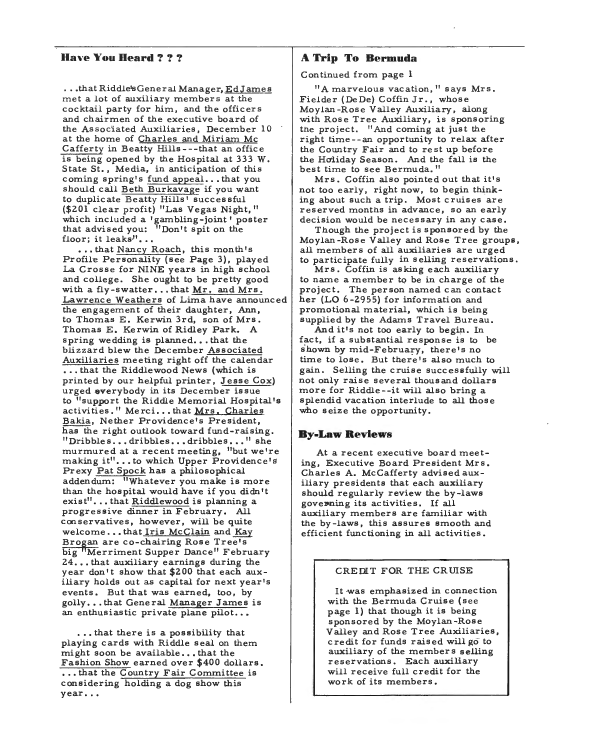## Have You Heard ? ? ?

. . .that Riddle's General Manager, Ed James met a lot of auxiliary members at the cocktail party for him, and the officers and chairmen of the executive board of the Associated Auxiliaries, December 10 at the home of Charles and Miriam Mc Cafferty in Beatty Hills---that an office is being opened by the Hospital at 333 W. State St., Media, in anticipation of this coming spring's fund appeal. . . that you should call Beth Burkavage if you want to duplicate Beatty Hills' successful ($201 clear profit) "Las Vegas Night," which included a 'gambling-joint' poster that advised you: "Don't spit on the floor; it leaks". . .

. . . that Nancy Roach, this month's Profile Personality (see Page 3), played La Crosse for NINE years in high school and college. She ought to be pretty good with a fly-swatter. . . that Mr. and Mrs. Lawrence Weathers of Lima have announced the engagement of their daughter, Ann, to Thomas E. Kerwin 3rd, son of Mrs. Thomas E. Kerwin of Ridley Park. A spring wedding is planned. . . that the blizzard blew the December Associated Auxiliaries meeting right off the calendar . . . that the Riddlewood News (which is printed by our helpful printer, Jesse Cox) urged everybody in its December issue to "support the Riddle Memorial Hospital's activities." Merci. . . that Mrs. Charles Bakia, Nether Providence's President, has the right outlook toward fund-raising. "Dribbles. . . dribbles. . . dribbles. . . " she murmured at a recent meeting, "but we're making it". . . to which Upper Providence's Prexy Pat Spock has a philosophical addendum: "Whatever you make is more than the hospital would have if you didn't exist". . . that Riddlewood is planning a progressive dinner in February. All conservatives, however, will be quite welcome. . . that Iris McClain and Kay Brogan are co-chairing Rose Tree's big "Merriment Supper Dance" February 24. . . that auxiliary earnings during the year don't show that $200 that each auxiliary holds out as capital for next year's events. But that was earned, too, by golly. . . that General Manager James is an enthusiastic private plane pilot. . .

. . . that there is a possibility that playing cards with Riddle seal on them might soon be available. . . that the Fashion Show earned over $400 dollars. . . . that the Country Fair Committee is considering holding a dog show this year. . .

## A Trip To Bermuda

Continued from page 1

"A marvelous vacation," says Mrs. Fielder (DeDe) Coffin Jr., whose Moylan-Rose Valley Auxiliary, along with Rose Tree Auxiliary, is sponsoring the project. "And coming at just the right time--an opportunity to relax after the Country Fair and to rest up before the Holiday Season. And the fall is the best time to see Bermuda."

Mrs. Coffin also pointed out that it's not too early, right now, to begin thinking about such a trip. Most cruises are reserved months in advance, so an early decision would be necessary in any case.

Though the project is sponsored by the Moylan-Rose Valley and Rose Tree groups, all members of all auxiliaries are urged to participate fully in selling reservations.

Mrs. Coffin is asking each auxiliary to name a member to be in charge of the project. The person named can contact her (LO 6-2955) for information and promotional material, which is being supplied by the Adams Travel Bureau.

And it's not too early to begin. In fact, if a substantial response is to be shown by mid-February, there's no time to lose. But there's also much to gain. Selling the cruise successfully will not only raise several thousand dollars more for Riddle--it will also bring a splendid vacation interlude to all those who seize the opportunity.

## By-Law Reviews

At a recent executive board meeting, Executive Board President Mrs. Charles A. McCafferty advised auxiliary presidents that each auxiliary should regularly review the by-laws governing its activities. If all auxiliary members are familiar with the by-laws, this assures smooth and efficient functioning in all activities.

### CREDIT FOR THE CRUISE

It was emphasized in connection with the Bermuda Cruise (see page 1) that though it is being sponsored by the Moylan-Rose Valley and Rose Tree Auxiliaries, credit for funds raised will go to auxiliary of the members selling reservations. Each auxiliary will receive full credit for the work of its members.